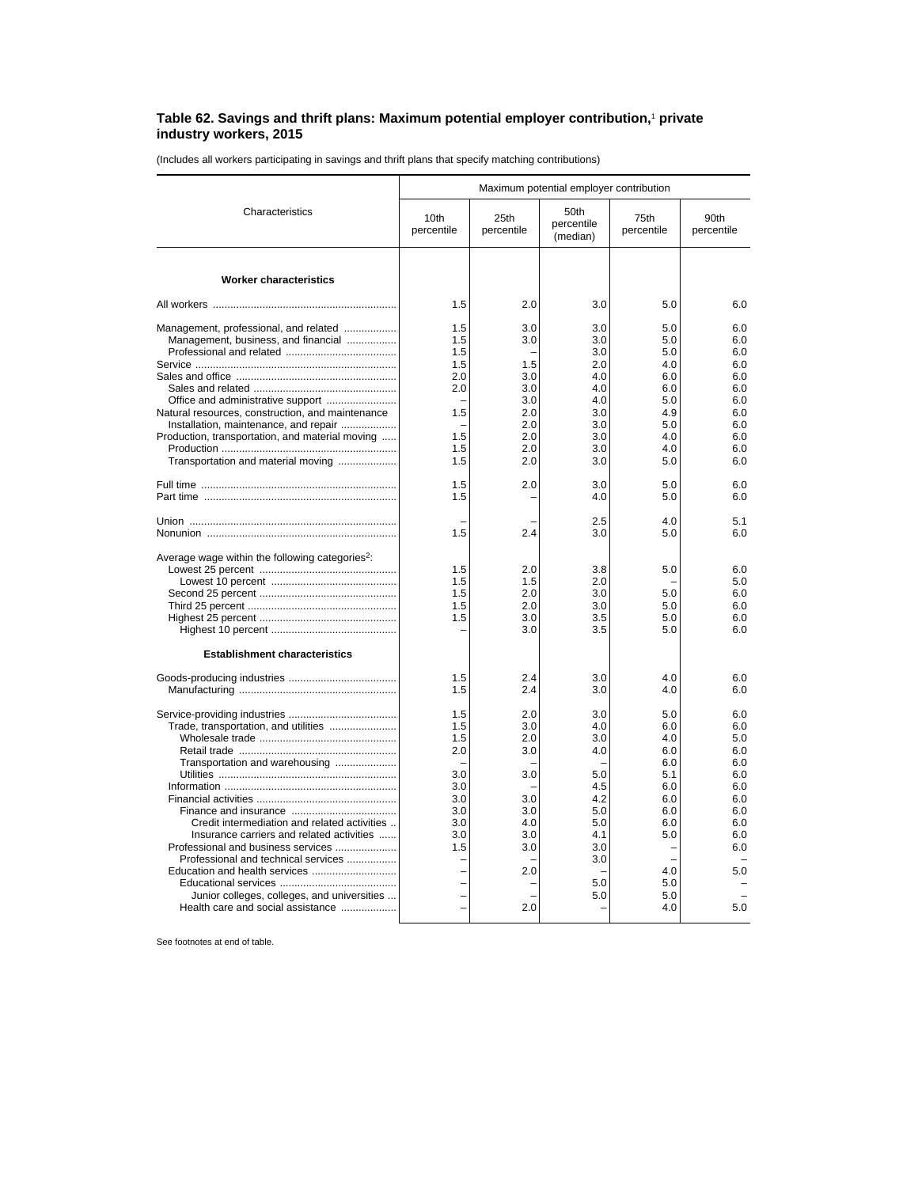**Table 62. Savings and thrift plans: Maximum potential employer contribution,[1] private industry workers, 2015**

(Includes all workers participating in savings and thrift plans that specify matching contributions)

| Characteristics | Maximum potential employer contribution | | | | |
|---|---|---|---|---|---|
| | 10th percentile | 25th percentile | 50th percentile (median) | 75th percentile | 90th percentile |
| **Worker characteristics** | | | | | |
| All workers | 1.5 | 2.0 | 3.0 | 5.0 | 6.0 |
| Management, professional, and related | 1.5 | 3.0 | 3.0 | 5.0 | 6.0 |
| Management, business, and financial | 1.5 | 3.0 | 3.0 | 5.0 | 6.0 |
| Professional and related | 1.5 | – | 3.0 | 5.0 | 6.0 |
| Service | 1.5 | 1.5 | 2.0 | 4.0 | 6.0 |
| Sales and office | 2.0 | 3.0 | 4.0 | 6.0 | 6.0 |
| Sales and related | 2.0 | 3.0 | 4.0 | 6.0 | 6.0 |
| Office and administrative support | – | 3.0 | 4.0 | 5.0 | 6.0 |
| Natural resources, construction, and maintenance | 1.5 | 2.0 | 3.0 | 4.9 | 6.0 |
| Installation, maintenance, and repair | – | 2.0 | 3.0 | 5.0 | 6.0 |
| Production, transportation, and material moving | 1.5 | 2.0 | 3.0 | 4.0 | 6.0 |
| Production | 1.5 | 2.0 | 3.0 | 4.0 | 6.0 |
| Transportation and material moving | 1.5 | 2.0 | 3.0 | 5.0 | 6.0 |
| Full time | 1.5 | 2.0 | 3.0 | 5.0 | 6.0 |
| Part time | 1.5 | – | 4.0 | 5.0 | 6.0 |
| Union | – | – | 2.5 | 4.0 | 5.1 |
| Nonunion | 1.5 | 2.4 | 3.0 | 5.0 | 6.0 |
| Average wage within the following categories[2]: | | | | | |
| Lowest 25 percent | 1.5 | 2.0 | 3.8 | 5.0 | 6.0 |
| Lowest 10 percent | 1.5 | 1.5 | 2.0 | – | 5.0 |
| Second 25 percent | 1.5 | 2.0 | 3.0 | 5.0 | 6.0 |
| Third 25 percent | 1.5 | 2.0 | 3.0 | 5.0 | 6.0 |
| Highest 25 percent | 1.5 | 3.0 | 3.5 | 5.0 | 6.0 |
| Highest 10 percent | – | 3.0 | 3.5 | 5.0 | 6.0 |
| **Establishment characteristics** | | | | | |
| Goods-producing industries | 1.5 | 2.4 | 3.0 | 4.0 | 6.0 |
| Manufacturing | 1.5 | 2.4 | 3.0 | 4.0 | 6.0 |
| Service-providing industries | 1.5 | 2.0 | 3.0 | 5.0 | 6.0 |
| Trade, transportation, and utilities | 1.5 | 3.0 | 4.0 | 6.0 | 6.0 |
| Wholesale trade | 1.5 | 2.0 | 3.0 | 4.0 | 5.0 |
| Retail trade | 2.0 | 3.0 | 4.0 | 6.0 | 6.0 |
| Transportation and warehousing | – | – | – | 6.0 | 6.0 |
| Utilities | 3.0 | 3.0 | 5.0 | 5.1 | 6.0 |
| Information | 3.0 | – | 4.5 | 6.0 | 6.0 |
| Financial activities | 3.0 | 3.0 | 4.2 | 6.0 | 6.0 |
| Finance and insurance | 3.0 | 3.0 | 5.0 | 6.0 | 6.0 |
| Credit intermediation and related activities | 3.0 | 4.0 | 5.0 | 6.0 | 6.0 |
| Insurance carriers and related activities | 3.0 | 3.0 | 4.1 | 5.0 | 6.0 |
| Professional and business services | 1.5 | 3.0 | 3.0 | – | 6.0 |
| Professional and technical services | – | – | 3.0 | – | – |
| Education and health services | – | 2.0 | – | 4.0 | 5.0 |
| Educational services | – | – | 5.0 | 5.0 | – |
| Junior colleges, colleges, and universities | – | – | 5.0 | 5.0 | – |
| Health care and social assistance | – | 2.0 | – | 4.0 | 5.0 |

See footnotes at end of table.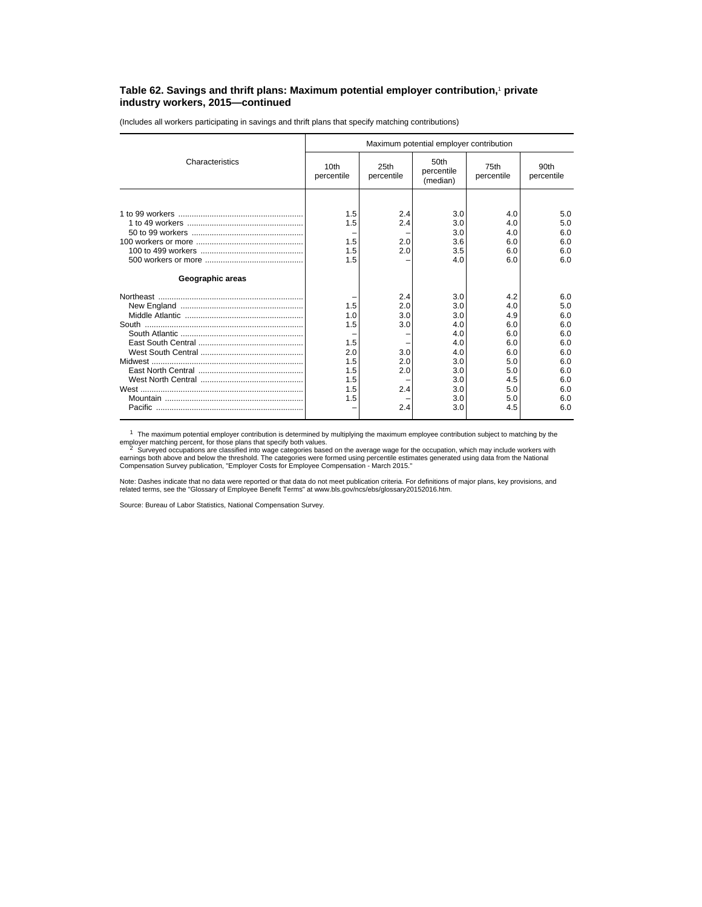## Table 62. Savings and thrift plans: Maximum potential employer contribution,[1] private industry workers, 2015—continued

(Includes all workers participating in savings and thrift plans that specify matching contributions)

| Characteristics | Maximum potential employer contribution | | | | |
|---|---|---|---|---|---|
| | 10th percentile | 25th percentile | 50th percentile (median) | 75th percentile | 90th percentile |
| 1 to 99 workers | 1.5 | 2.4 | 3.0 | 4.0 | 5.0 |
| 1 to 49 workers | 1.5 | 2.4 | 3.0 | 4.0 | 5.0 |
| 50 to 99 workers | – | – | 3.0 | 4.0 | 6.0 |
| 100 workers or more | 1.5 | 2.0 | 3.6 | 6.0 | 6.0 |
| 100 to 499 workers | 1.5 | 2.0 | 3.5 | 6.0 | 6.0 |
| 500 workers or more | 1.5 | – | 4.0 | 6.0 | 6.0 |
| **Geographic areas** | | | | | |
| Northeast | – | 2.4 | 3.0 | 4.2 | 6.0 |
| New England | 1.5 | 2.0 | 3.0 | 4.0 | 5.0 |
| Middle Atlantic | 1.0 | 3.0 | 3.0 | 4.9 | 6.0 |
| South | 1.5 | 3.0 | 4.0 | 6.0 | 6.0 |
| South Atlantic | – | – | 4.0 | 6.0 | 6.0 |
| East South Central | 1.5 | – | 4.0 | 6.0 | 6.0 |
| West South Central | 2.0 | 3.0 | 4.0 | 6.0 | 6.0 |
| Midwest | 1.5 | 2.0 | 3.0 | 5.0 | 6.0 |
| East North Central | 1.5 | 2.0 | 3.0 | 5.0 | 6.0 |
| West North Central | 1.5 | – | 3.0 | 4.5 | 6.0 |
| West | 1.5 | 2.4 | 3.0 | 5.0 | 6.0 |
| Mountain | 1.5 | – | 3.0 | 5.0 | 6.0 |
| Pacific | – | 2.4 | 3.0 | 4.5 | 6.0 |

[1] The maximum potential employer contribution is determined by multiplying the maximum employee contribution subject to matching by the employer matching percent, for those plans that specify both values.

[2] Surveyed occupations are classified into wage categories based on the average wage for the occupation, which may include workers with earnings both above and below the threshold. The categories were formed using percentile estimates generated using data from the National Compensation Survey publication, "Employer Costs for Employee Compensation - March 2015."

Note: Dashes indicate that no data were reported or that data do not meet publication criteria. For definitions of major plans, key provisions, and related terms, see the "Glossary of Employee Benefit Terms" at www.bls.gov/ncs/ebs/glossary20152016.htm.

Source: Bureau of Labor Statistics, National Compensation Survey.